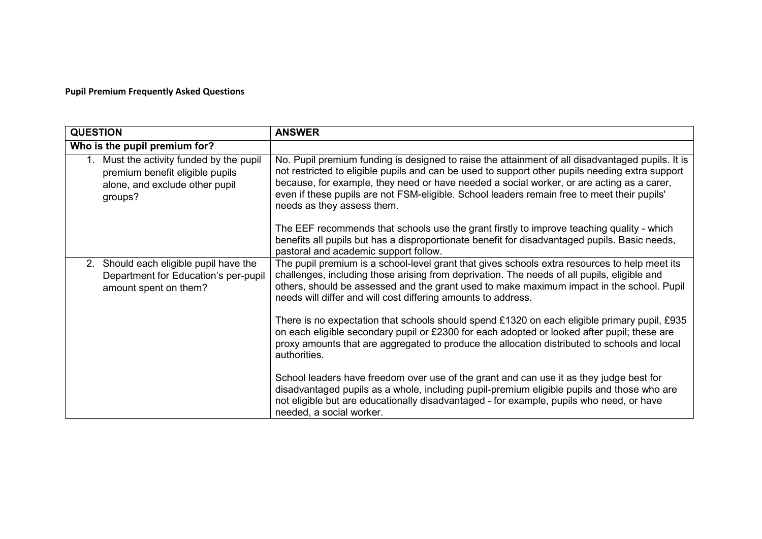**Pupil Premium Frequently Asked Questions**

| QUESTION | ANSWER |
|---|---|
| **Who is the pupil premium for?** | |
| 1. Must the activity funded by the pupil premium benefit eligible pupils alone, and exclude other pupil groups? | No. Pupil premium funding is designed to raise the attainment of all disadvantaged pupils. It is not restricted to eligible pupils and can be used to support other pupils needing extra support because, for example, they need or have needed a social worker, or are acting as a carer, even if these pupils are not FSM-eligible. School leaders remain free to meet their pupils' needs as they assess them.<br><br>The EEF recommends that schools use the grant firstly to improve teaching quality - which benefits all pupils but has a disproportionate benefit for disadvantaged pupils. Basic needs, pastoral and academic support follow. |
| 2. Should each eligible pupil have the Department for Education's per-pupil amount spent on them? | The pupil premium is a school-level grant that gives schools extra resources to help meet its challenges, including those arising from deprivation. The needs of all pupils, eligible and others, should be assessed and the grant used to make maximum impact in the school. Pupil needs will differ and will cost differing amounts to address.<br><br>There is no expectation that schools should spend £1320 on each eligible primary pupil, £935 on each eligible secondary pupil or £2300 for each adopted or looked after pupil; these are proxy amounts that are aggregated to produce the allocation distributed to schools and local authorities.<br><br>School leaders have freedom over use of the grant and can use it as they judge best for disadvantaged pupils as a whole, including pupil-premium eligible pupils and those who are not eligible but are educationally disadvantaged - for example, pupils who need, or have needed, a social worker. |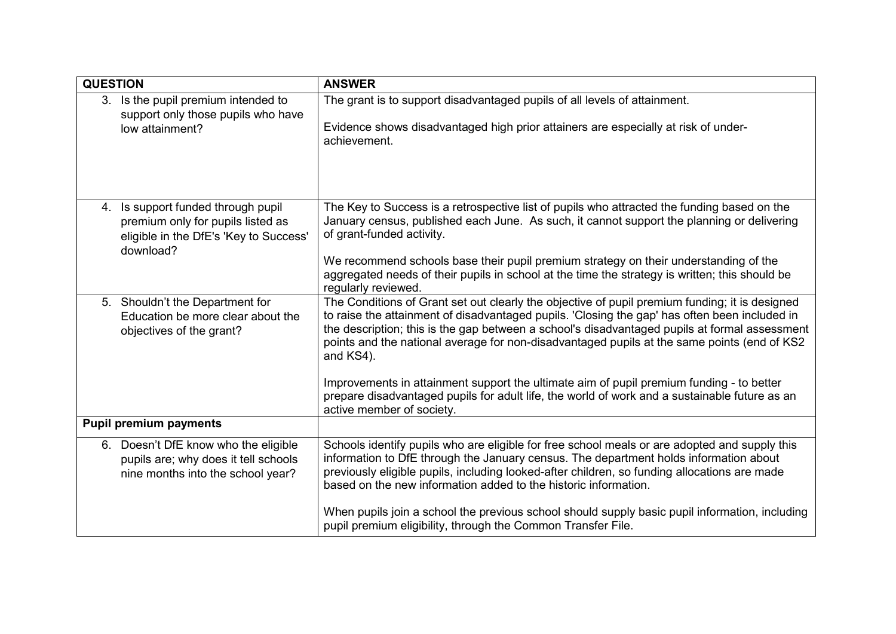| QUESTION | ANSWER |
| --- | --- |
| 3. Is the pupil premium intended to support only those pupils who have low attainment? | The grant is to support disadvantaged pupils of all levels of attainment.<br><br>Evidence shows disadvantaged high prior attainers are especially at risk of under-achievement. |
| 4. Is support funded through pupil premium only for pupils listed as eligible in the DfE's 'Key to Success' download? | The Key to Success is a retrospective list of pupils who attracted the funding based on the January census, published each June. As such, it cannot support the planning or delivering of grant-funded activity.<br><br>We recommend schools base their pupil premium strategy on their understanding of the aggregated needs of their pupils in school at the time the strategy is written; this should be regularly reviewed. |
| 5. Shouldn't the Department for Education be more clear about the objectives of the grant? | The Conditions of Grant set out clearly the objective of pupil premium funding; it is designed to raise the attainment of disadvantaged pupils. 'Closing the gap' has often been included in the description; this is the gap between a school's disadvantaged pupils at formal assessment points and the national average for non-disadvantaged pupils at the same points (end of KS2 and KS4).<br><br>Improvements in attainment support the ultimate aim of pupil premium funding - to better prepare disadvantaged pupils for adult life, the world of work and a sustainable future as an active member of society. |
| **Pupil premium payments** | |
| 6. Doesn't DfE know who the eligible pupils are; why does it tell schools nine months into the school year? | Schools identify pupils who are eligible for free school meals or are adopted and supply this information to DfE through the January census. The department holds information about previously eligible pupils, including looked-after children, so funding allocations are made based on the new information added to the historic information.<br><br>When pupils join a school the previous school should supply basic pupil information, including pupil premium eligibility, through the Common Transfer File. |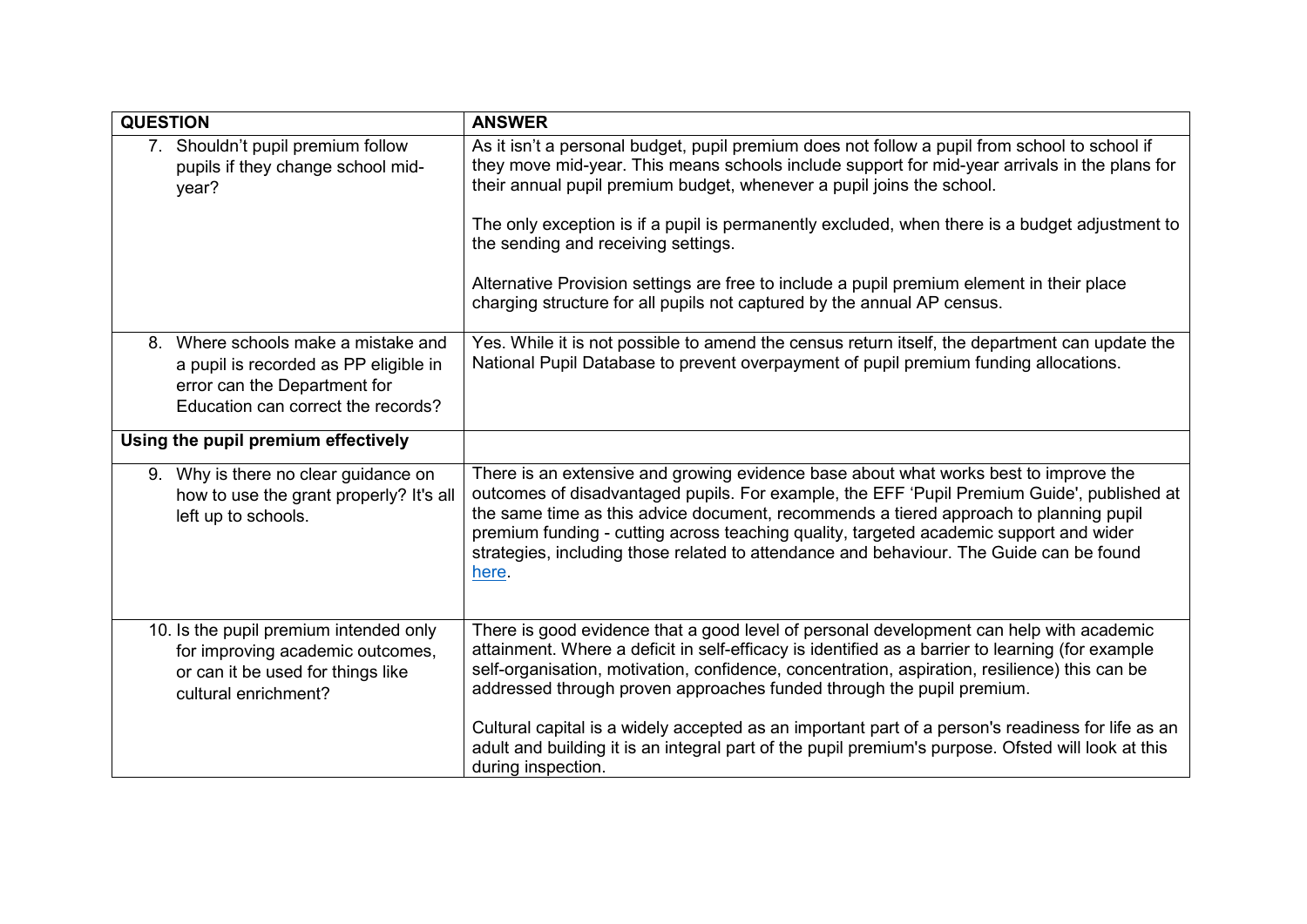| QUESTION | ANSWER |
| --- | --- |
| 7. Shouldn't pupil premium follow pupils if they change school mid-year? | As it isn't a personal budget, pupil premium does not follow a pupil from school to school if they move mid-year. This means schools include support for mid-year arrivals in the plans for their annual pupil premium budget, whenever a pupil joins the school.<br><br>The only exception is if a pupil is permanently excluded, when there is a budget adjustment to the sending and receiving settings.<br><br>Alternative Provision settings are free to include a pupil premium element in their place charging structure for all pupils not captured by the annual AP census. |
| 8. Where schools make a mistake and a pupil is recorded as PP eligible in error can the Department for Education can correct the records? | Yes. While it is not possible to amend the census return itself, the department can update the National Pupil Database to prevent overpayment of pupil premium funding allocations. |
| **Using the pupil premium effectively** | |
| 9. Why is there no clear guidance on how to use the grant properly? It's all left up to schools. | There is an extensive and growing evidence base about what works best to improve the outcomes of disadvantaged pupils. For example, the EFF 'Pupil Premium Guide', published at the same time as this advice document, recommends a tiered approach to planning pupil premium funding - cutting across teaching quality, targeted academic support and wider strategies, including those related to attendance and behaviour. The Guide can be found here. |
| 10. Is the pupil premium intended only for improving academic outcomes, or can it be used for things like cultural enrichment? | There is good evidence that a good level of personal development can help with academic attainment. Where a deficit in self-efficacy is identified as a barrier to learning (for example self-organisation, motivation, confidence, concentration, aspiration, resilience) this can be addressed through proven approaches funded through the pupil premium.<br><br>Cultural capital is a widely accepted as an important part of a person's readiness for life as an adult and building it is an integral part of the pupil premium's purpose. Ofsted will look at this during inspection. |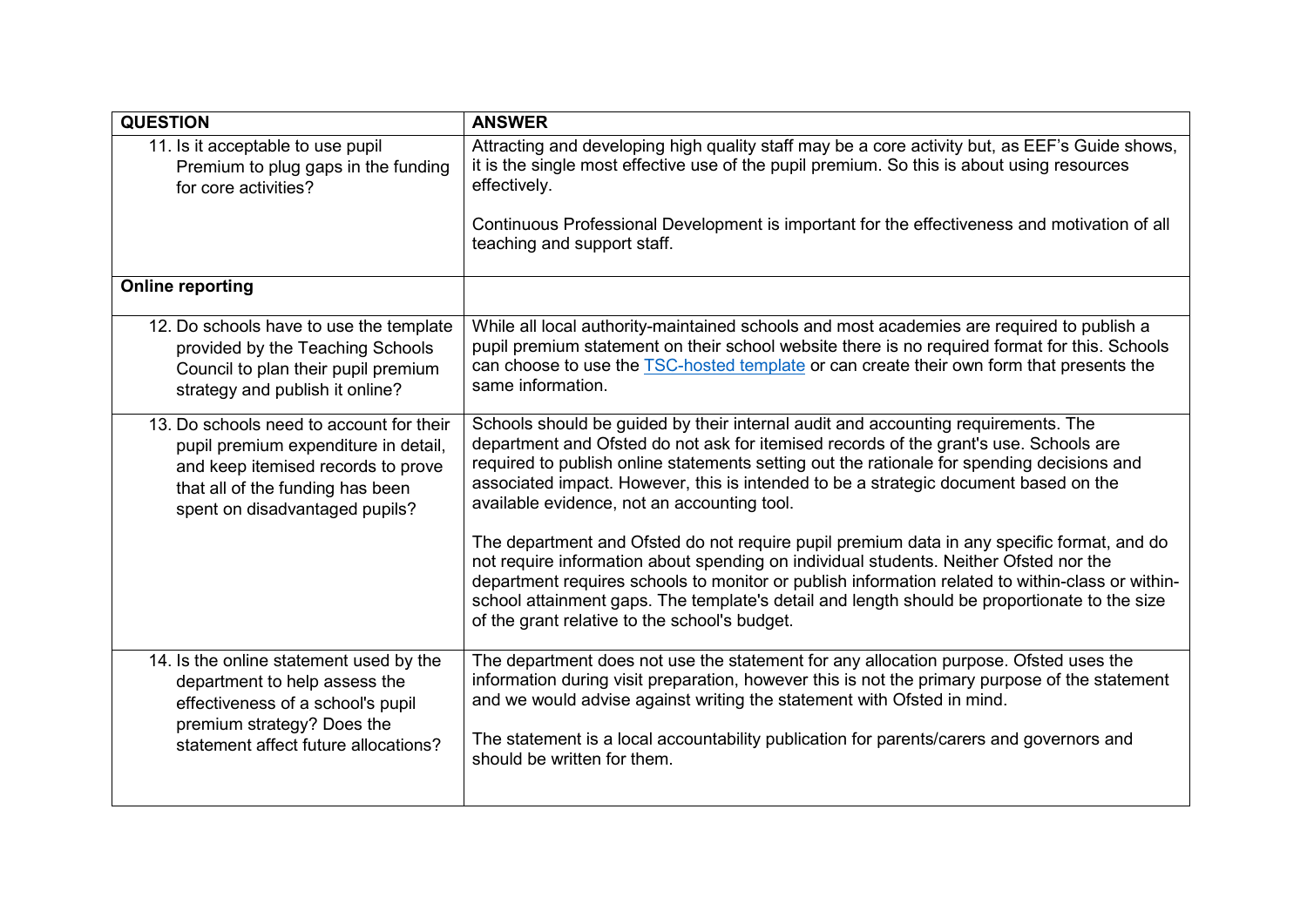| QUESTION | ANSWER |
|---|---|
| 11. Is it acceptable to use pupil Premium to plug gaps in the funding for core activities? | Attracting and developing high quality staff may be a core activity but, as EEF's Guide shows, it is the single most effective use of the pupil premium. So this is about using resources effectively.<br><br>Continuous Professional Development is important for the effectiveness and motivation of all teaching and support staff. |
| **Online reporting** | |
| 12. Do schools have to use the template provided by the Teaching Schools Council to plan their pupil premium strategy and publish it online? | While all local authority-maintained schools and most academies are required to publish a pupil premium statement on their school website there is no required format for this. Schools can choose to use the [TSC-hosted template]() or can create their own form that presents the same information. |
| 13. Do schools need to account for their pupil premium expenditure in detail, and keep itemised records to prove that all of the funding has been spent on disadvantaged pupils? | Schools should be guided by their internal audit and accounting requirements. The department and Ofsted do not ask for itemised records of the grant's use. Schools are required to publish online statements setting out the rationale for spending decisions and associated impact. However, this is intended to be a strategic document based on the available evidence, not an accounting tool.<br><br>The department and Ofsted do not require pupil premium data in any specific format, and do not require information about spending on individual students. Neither Ofsted nor the department requires schools to monitor or publish information related to within-class or within-school attainment gaps. The template's detail and length should be proportionate to the size of the grant relative to the school's budget. |
| 14. Is the online statement used by the department to help assess the effectiveness of a school's pupil premium strategy? Does the statement affect future allocations? | The department does not use the statement for any allocation purpose. Ofsted uses the information during visit preparation, however this is not the primary purpose of the statement and we would advise against writing the statement with Ofsted in mind.<br><br>The statement is a local accountability publication for parents/carers and governors and should be written for them. |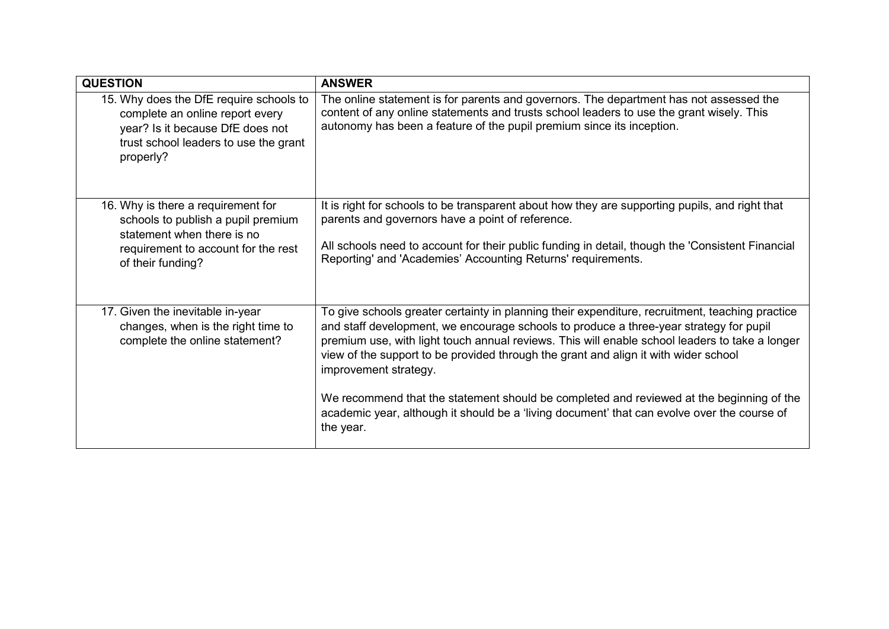| QUESTION | ANSWER |
| --- | --- |
| 15. Why does the DfE require schools to complete an online report every year? Is it because DfE does not trust school leaders to use the grant properly? | The online statement is for parents and governors. The department has not assessed the content of any online statements and trusts school leaders to use the grant wisely. This autonomy has been a feature of the pupil premium since its inception. |
| 16. Why is there a requirement for schools to publish a pupil premium statement when there is no requirement to account for the rest of their funding? | It is right for schools to be transparent about how they are supporting pupils, and right that parents and governors have a point of reference.<br><br>All schools need to account for their public funding in detail, though the 'Consistent Financial Reporting' and 'Academies' Accounting Returns' requirements. |
| 17. Given the inevitable in-year changes, when is the right time to complete the online statement? | To give schools greater certainty in planning their expenditure, recruitment, teaching practice and staff development, we encourage schools to produce a three-year strategy for pupil premium use, with light touch annual reviews. This will enable school leaders to take a longer view of the support to be provided through the grant and align it with wider school improvement strategy.<br><br>We recommend that the statement should be completed and reviewed at the beginning of the academic year, although it should be a 'living document' that can evolve over the course of the year. |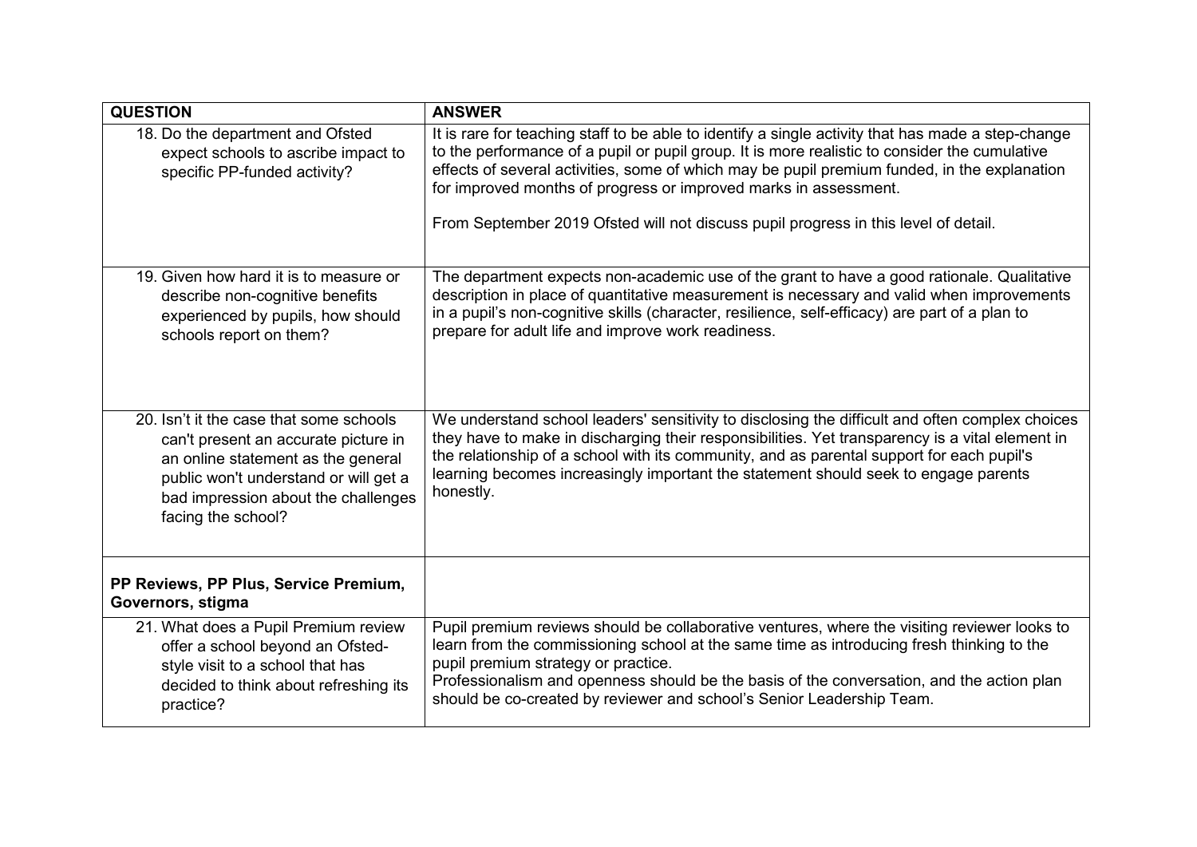| QUESTION | ANSWER |
|---|---|
| 18. Do the department and Ofsted expect schools to ascribe impact to specific PP-funded activity? | It is rare for teaching staff to be able to identify a single activity that has made a step-change to the performance of a pupil or pupil group. It is more realistic to consider the cumulative effects of several activities, some of which may be pupil premium funded, in the explanation for improved months of progress or improved marks in assessment.<br><br>From September 2019 Ofsted will not discuss pupil progress in this level of detail. |
| 19. Given how hard it is to measure or describe non-cognitive benefits experienced by pupils, how should schools report on them? | The department expects non-academic use of the grant to have a good rationale. Qualitative description in place of quantitative measurement is necessary and valid when improvements in a pupil's non-cognitive skills (character, resilience, self-efficacy) are part of a plan to prepare for adult life and improve work readiness. |
| 20. Isn't it the case that some schools can't present an accurate picture in an online statement as the general public won't understand or will get a bad impression about the challenges facing the school? | We understand school leaders' sensitivity to disclosing the difficult and often complex choices they have to make in discharging their responsibilities. Yet transparency is a vital element in the relationship of a school with its community, and as parental support for each pupil's learning becomes increasingly important the statement should seek to engage parents honestly. |
| **PP Reviews, PP Plus, Service Premium, Governors, stigma** | |
| 21. What does a Pupil Premium review offer a school beyond an Ofsted-style visit to a school that has decided to think about refreshing its practice? | Pupil premium reviews should be collaborative ventures, where the visiting reviewer looks to learn from the commissioning school at the same time as introducing fresh thinking to the pupil premium strategy or practice.<br>Professionalism and openness should be the basis of the conversation, and the action plan should be co-created by reviewer and school's Senior Leadership Team. |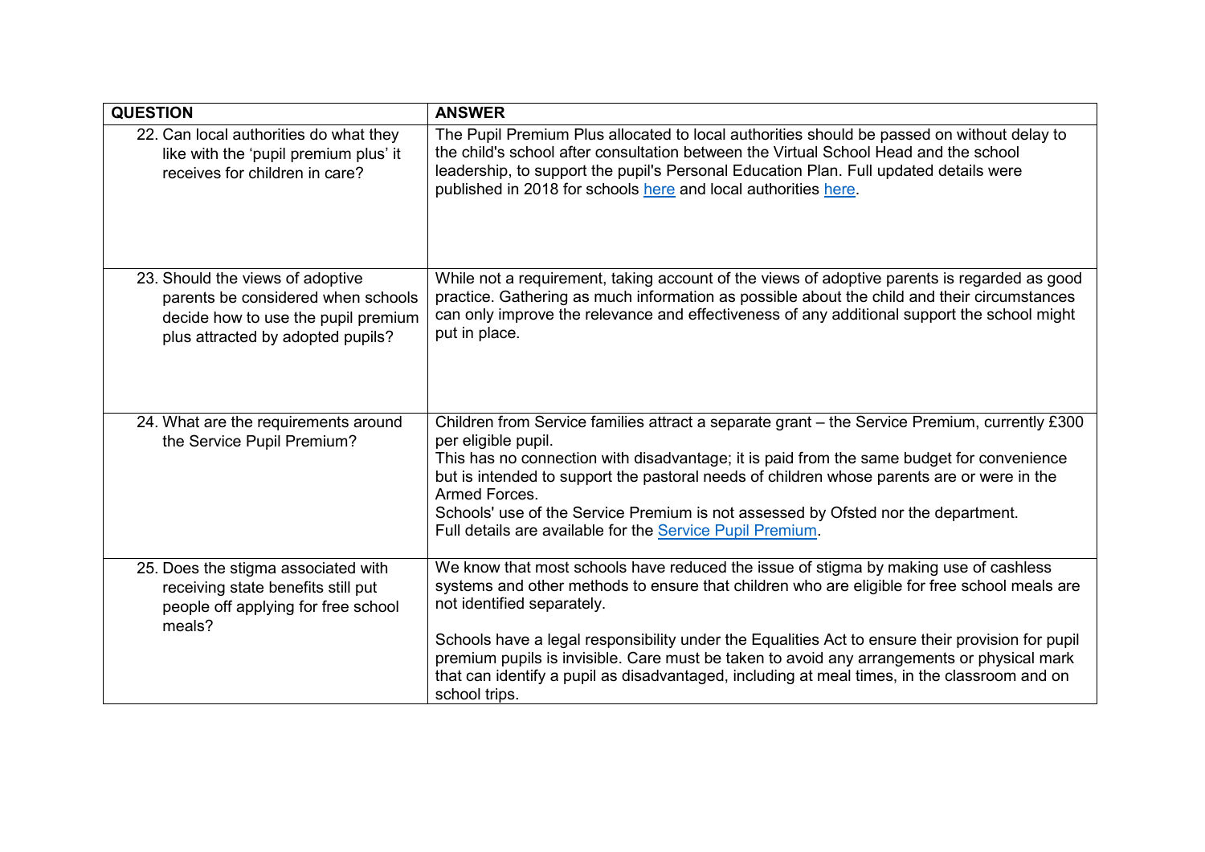| QUESTION | ANSWER |
| --- | --- |
| 22. Can local authorities do what they like with the 'pupil premium plus' it receives for children in care? | The Pupil Premium Plus allocated to local authorities should be passed on without delay to the child's school after consultation between the Virtual School Head and the school leadership, to support the pupil's Personal Education Plan. Full updated details were published in 2018 for schools [here](#) and local authorities [here](#). |
| 23. Should the views of adoptive parents be considered when schools decide how to use the pupil premium plus attracted by adopted pupils? | While not a requirement, taking account of the views of adoptive parents is regarded as good practice. Gathering as much information as possible about the child and their circumstances can only improve the relevance and effectiveness of any additional support the school might put in place. |
| 24. What are the requirements around the Service Pupil Premium? | Children from Service families attract a separate grant – the Service Premium, currently £300 per eligible pupil.<br>This has no connection with disadvantage; it is paid from the same budget for convenience but is intended to support the pastoral needs of children whose parents are or were in the Armed Forces.<br>Schools' use of the Service Premium is not assessed by Ofsted nor the department.<br>Full details are available for the [Service Pupil Premium](#). |
| 25. Does the stigma associated with receiving state benefits still put people off applying for free school meals? | We know that most schools have reduced the issue of stigma by making use of cashless systems and other methods to ensure that children who are eligible for free school meals are not identified separately.<br><br>Schools have a legal responsibility under the Equalities Act to ensure their provision for pupil premium pupils is invisible. Care must be taken to avoid any arrangements or physical mark that can identify a pupil as disadvantaged, including at meal times, in the classroom and on school trips. |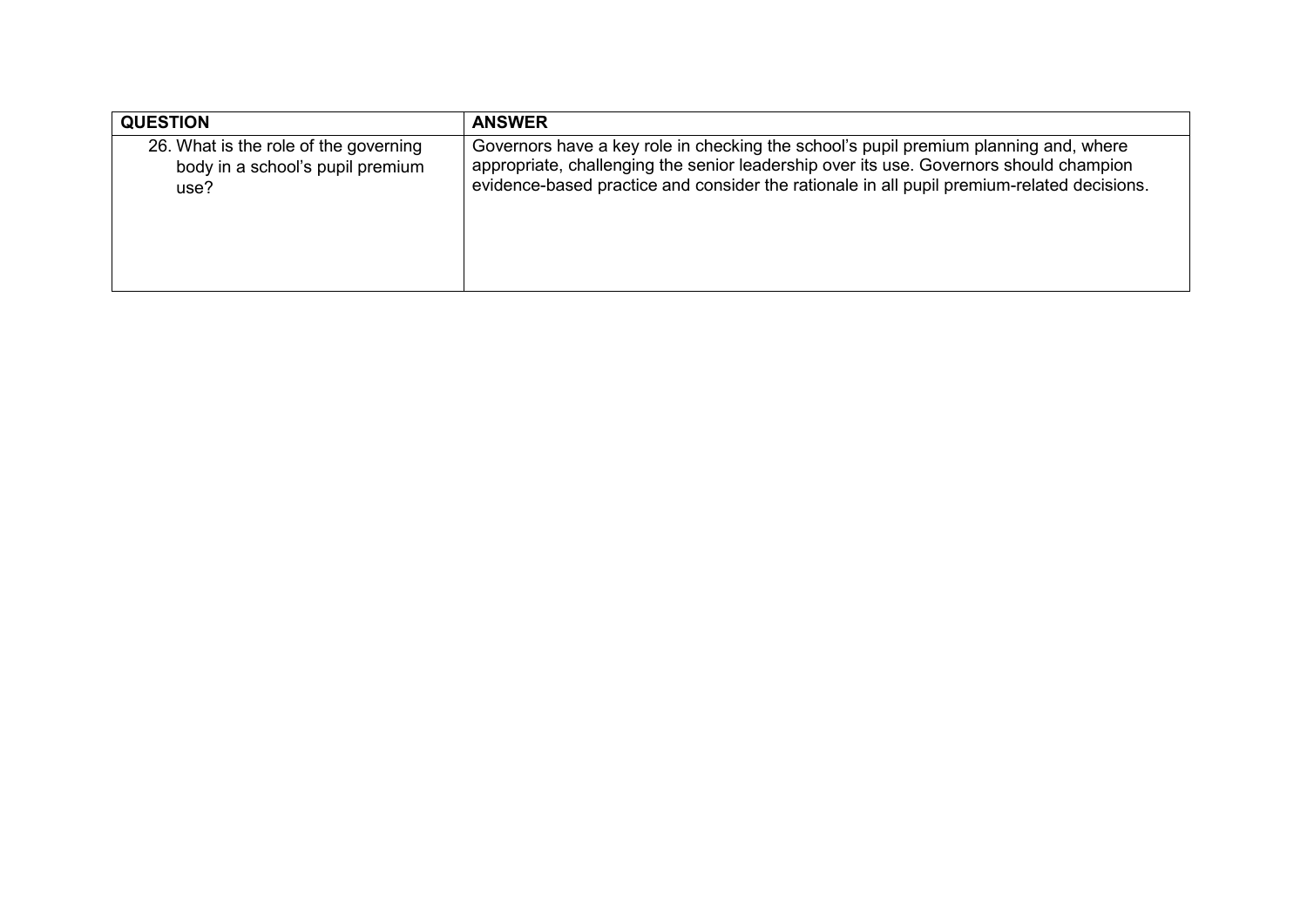| QUESTION | ANSWER |
| --- | --- |
| 26. What is the role of the governing body in a school's pupil premium use? | Governors have a key role in checking the school's pupil premium planning and, where appropriate, challenging the senior leadership over its use. Governors should champion evidence-based practice and consider the rationale in all pupil premium-related decisions. |